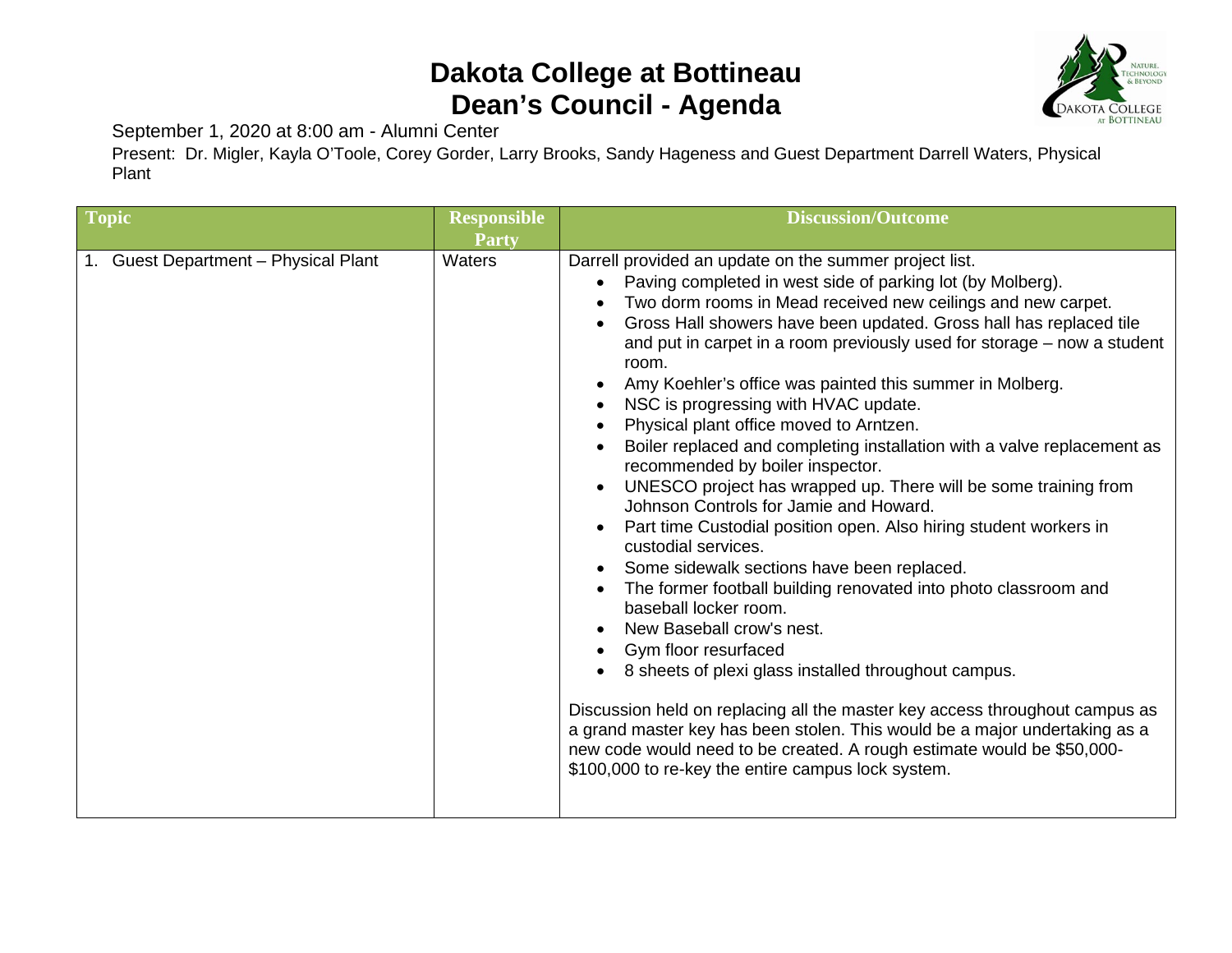# Dakota College at Bottineau
# Dean's Council - Agenda

September 1, 2020 at 8:00 am - Alumni Center

Present: Dr. Migler, Kayla O'Toole, Corey Gorder, Larry Brooks, Sandy Hageness and Guest Department Darrell Waters, Physical Plant

| Topic | Responsible Party | Discussion/Outcome |
|---|---|---|
| 1. Guest Department – Physical Plant | Waters | Darrell provided an update on the summer project list.<br>• Paving completed in west side of parking lot (by Molberg).<br>• Two dorm rooms in Mead received new ceilings and new carpet.<br>• Gross Hall showers have been updated. Gross hall has replaced tile and put in carpet in a room previously used for storage – now a student room.<br>• Amy Koehler's office was painted this summer in Molberg.<br>• NSC is progressing with HVAC update.<br>• Physical plant office moved to Arntzen.<br>• Boiler replaced and completing installation with a valve replacement as recommended by boiler inspector.<br>• UNESCO project has wrapped up. There will be some training from Johnson Controls for Jamie and Howard.<br>• Part time Custodial position open. Also hiring student workers in custodial services.<br>• Some sidewalk sections have been replaced.<br>• The former football building renovated into photo classroom and baseball locker room.<br>• New Baseball crow's nest.<br>• Gym floor resurfaced<br>• 8 sheets of plexi glass installed throughout campus.<br><br>Discussion held on replacing all the master key access throughout campus as a grand master key has been stolen. This would be a major undertaking as a new code would need to be created. A rough estimate would be $50,000-$100,000 to re-key the entire campus lock system. |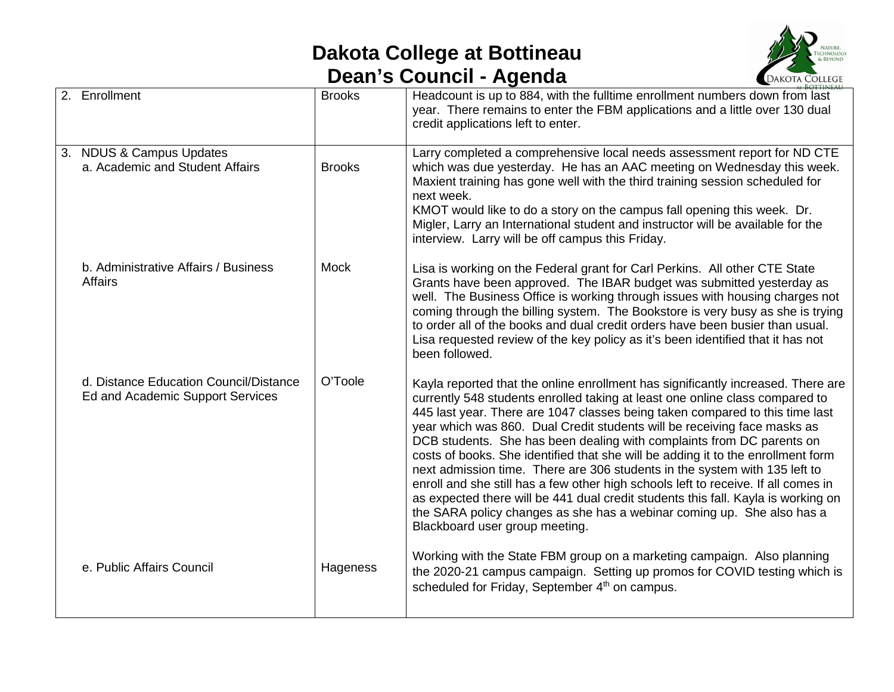# Dakota College at Bottineau
## Dean's Council - Agenda

| | | |
|---|---|---|
| 2. Enrollment | Brooks | Headcount is up to 884, with the fulltime enrollment numbers down from last year. There remains to enter the FBM applications and a little over 130 dual credit applications left to enter. |
| 3. NDUS & Campus Updates<br>a. Academic and Student Affairs | Brooks | Larry completed a comprehensive local needs assessment report for ND CTE which was due yesterday. He has an AAC meeting on Wednesday this week. Maxient training has gone well with the third training session scheduled for next week.<br>KMOT would like to do a story on the campus fall opening this week. Dr. Migler, Larry an International student and instructor will be available for the interview. Larry will be off campus this Friday. |
| b. Administrative Affairs / Business Affairs | Mock | Lisa is working on the Federal grant for Carl Perkins. All other CTE State Grants have been approved. The IBAR budget was submitted yesterday as well. The Business Office is working through issues with housing charges not coming through the billing system. The Bookstore is very busy as she is trying to order all of the books and dual credit orders have been busier than usual. Lisa requested review of the key policy as it's been identified that it has not been followed. |
| d. Distance Education Council/Distance Ed and Academic Support Services | O'Toole | Kayla reported that the online enrollment has significantly increased. There are currently 548 students enrolled taking at least one online class compared to 445 last year. There are 1047 classes being taken compared to this time last year which was 860. Dual Credit students will be receiving face masks as DCB students. She has been dealing with complaints from DC parents on costs of books. She identified that she will be adding it to the enrollment form next admission time. There are 306 students in the system with 135 left to enroll and she still has a few other high schools left to receive. If all comes in as expected there will be 441 dual credit students this fall. Kayla is working on the SARA policy changes as she has a webinar coming up. She also has a Blackboard user group meeting. |
| e. Public Affairs Council | Hageness | Working with the State FBM group on a marketing campaign. Also planning the 2020-21 campus campaign. Setting up promos for COVID testing which is scheduled for Friday, September 4th on campus. |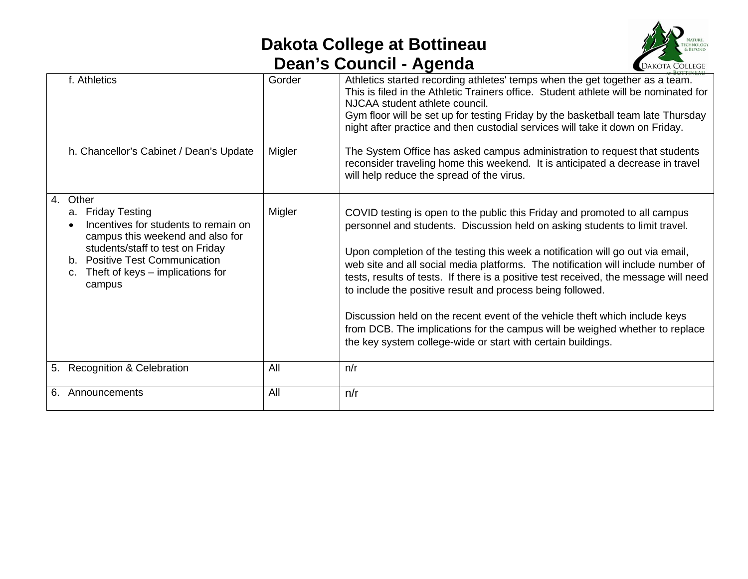# Dakota College at Bottineau
## Dean's Council - Agenda

| | | |
|---|---|---|
| f. Athletics<br><br><br><br><br>h. Chancellor's Cabinet / Dean's Update | Gorder<br><br><br><br><br>Migler | Athletics started recording athletes' temps when the get together as a team. This is filed in the Athletic Trainers office. Student athlete will be nominated for NJCAA student athlete council.<br>Gym floor will be set up for testing Friday by the basketball team late Thursday night after practice and then custodial services will take it down on Friday.<br><br>The System Office has asked campus administration to request that students reconsider traveling home this weekend. It is anticipated a decrease in travel will help reduce the spread of the virus. |
| 4. Other<br>a. Friday Testing<br>• Incentives for students to remain on campus this weekend and also for students/staff to test on Friday<br>b. Positive Test Communication<br>c. Theft of keys – implications for campus | Migler | COVID testing is open to the public this Friday and promoted to all campus personnel and students. Discussion held on asking students to limit travel.<br><br>Upon completion of the testing this week a notification will go out via email, web site and all social media platforms. The notification will include number of tests, results of tests. If there is a positive test received, the message will need to include the positive result and process being followed.<br><br>Discussion held on the recent event of the vehicle theft which include keys from DCB. The implications for the campus will be weighed whether to replace the key system college-wide or start with certain buildings. |
| 5. Recognition & Celebration | All | n/r |
| 6. Announcements | All | n/r |